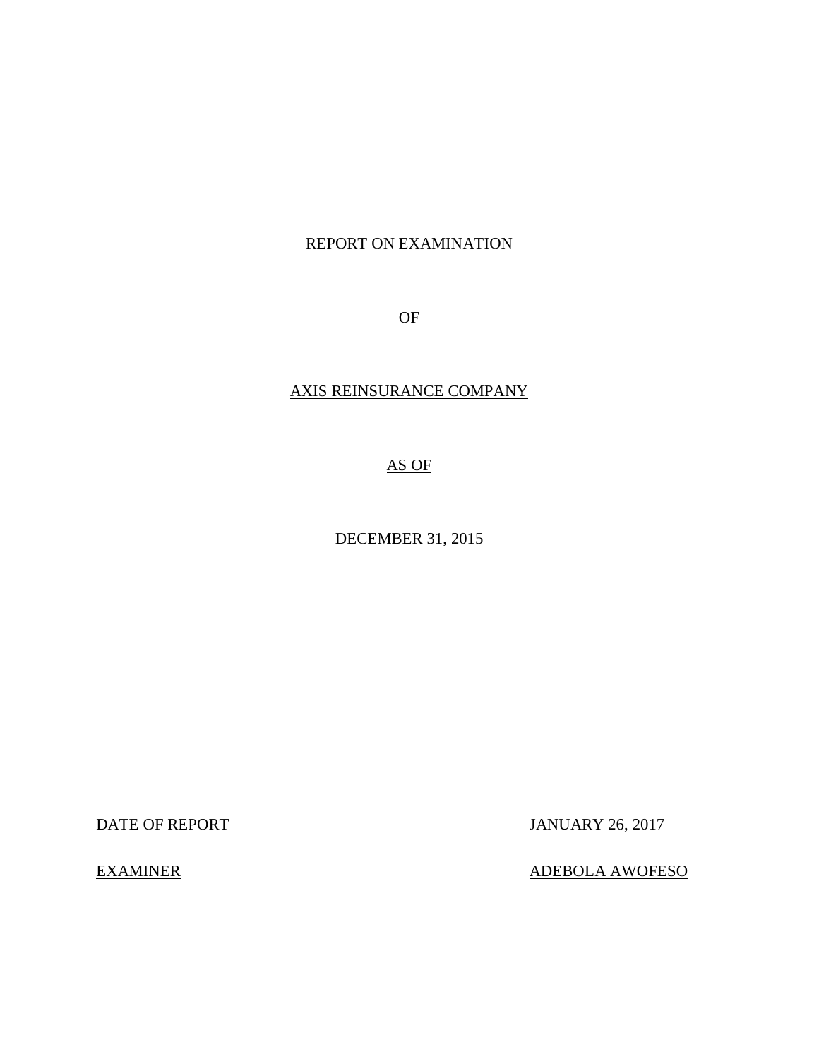REPORT ON EXAMINATION

OF

AXIS REINSURANCE COMPANY

AS OF

DECEMBER 31, 2015

| DATE OF REPORT | JANUARY 26, 2017 |
| --- | --- |
| EXAMINER | ADEBOLA AWOFESO |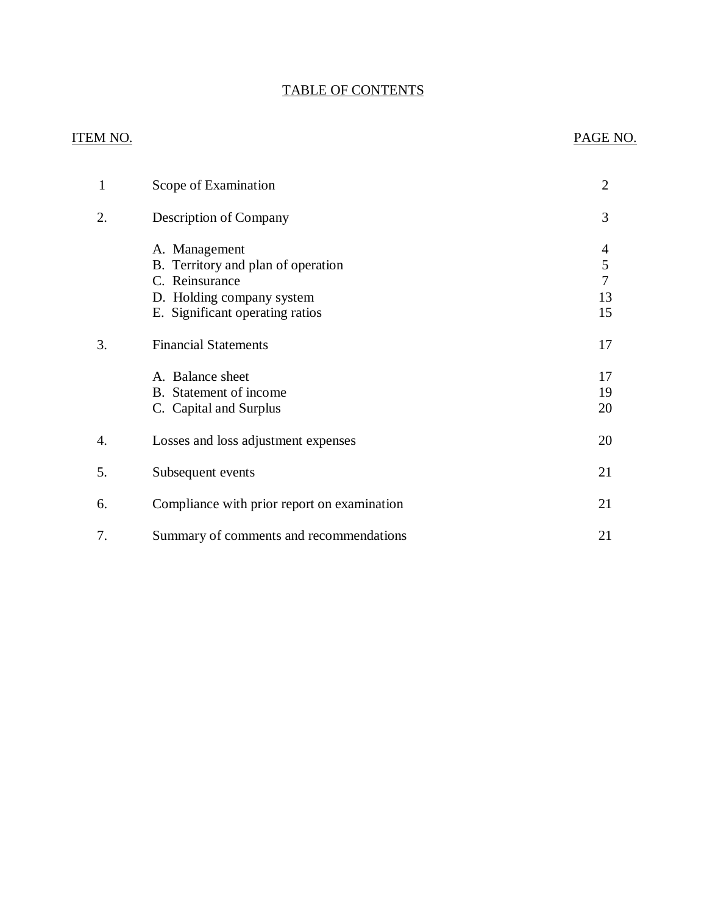# TABLE OF CONTENTS

| ITEM NO. | | PAGE NO. |
|---|---|---|
| 1 | Scope of Examination | 2 |
| 2. | Description of Company | 3 |
| | A. Management | 4 |
| | B. Territory and plan of operation | 5 |
| | C. Reinsurance | 7 |
| | D. Holding company system | 13 |
| | E. Significant operating ratios | 15 |
| 3. | Financial Statements | 17 |
| | A. Balance sheet | 17 |
| | B. Statement of income | 19 |
| | C. Capital and Surplus | 20 |
| 4. | Losses and loss adjustment expenses | 20 |
| 5. | Subsequent events | 21 |
| 6. | Compliance with prior report on examination | 21 |
| 7. | Summary of comments and recommendations | 21 |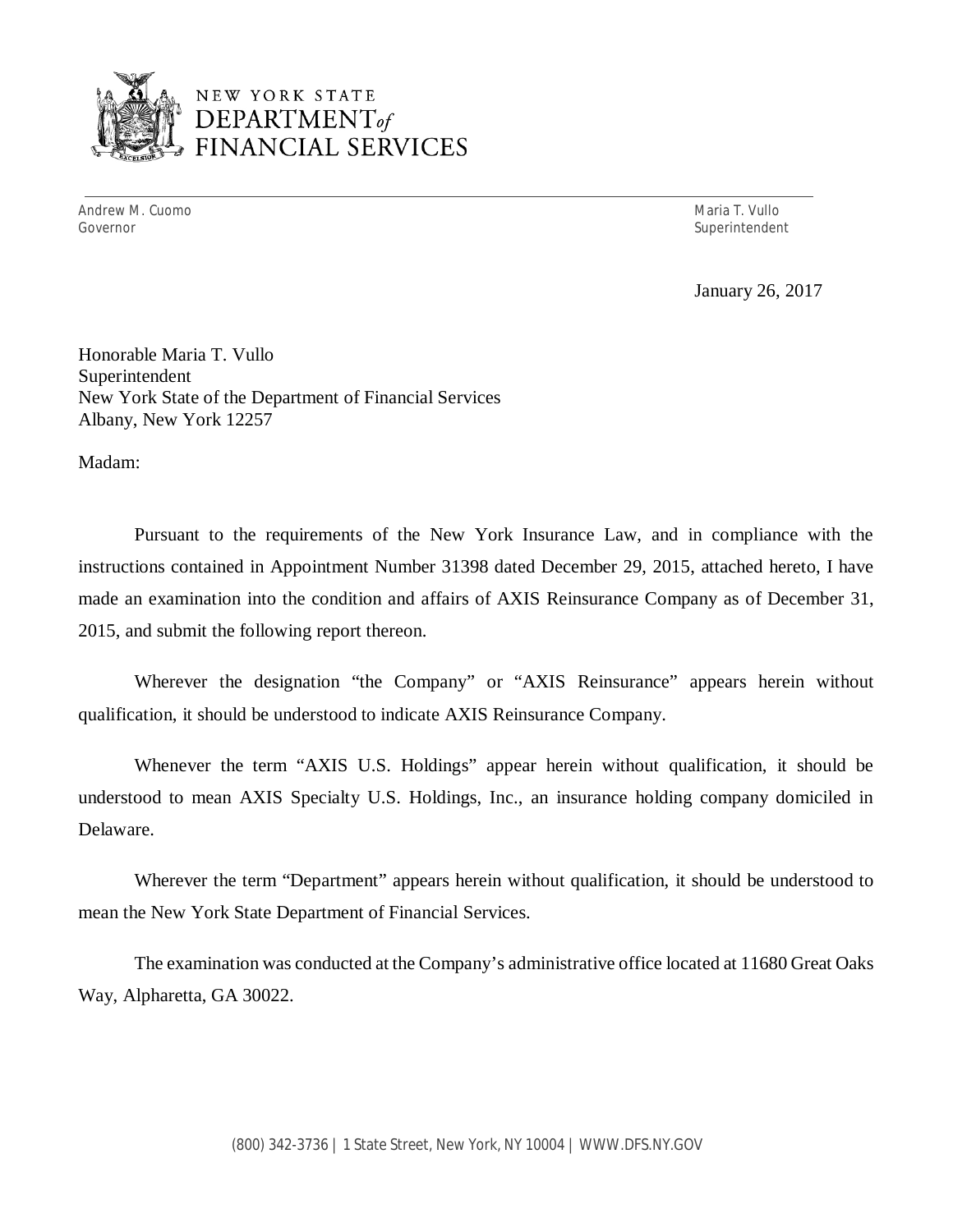NEW YORK STATE
DEPARTMENT *of*
FINANCIAL SERVICES

Andrew M. Cuomo
Governor

Maria T. Vullo
Superintendent

January 26, 2017

Honorable Maria T. Vullo
Superintendent
New York State of the Department of Financial Services
Albany, New York 12257

Madam:

Pursuant to the requirements of the New York Insurance Law, and in compliance with the instructions contained in Appointment Number 31398 dated December 29, 2015, attached hereto, I have made an examination into the condition and affairs of AXIS Reinsurance Company as of December 31, 2015, and submit the following report thereon.

Wherever the designation "the Company" or "AXIS Reinsurance" appears herein without qualification, it should be understood to indicate AXIS Reinsurance Company.

Whenever the term "AXIS U.S. Holdings" appear herein without qualification, it should be understood to mean AXIS Specialty U.S. Holdings, Inc., an insurance holding company domiciled in Delaware.

Wherever the term "Department" appears herein without qualification, it should be understood to mean the New York State Department of Financial Services.

The examination was conducted at the Company's administrative office located at 11680 Great Oaks Way, Alpharetta, GA 30022.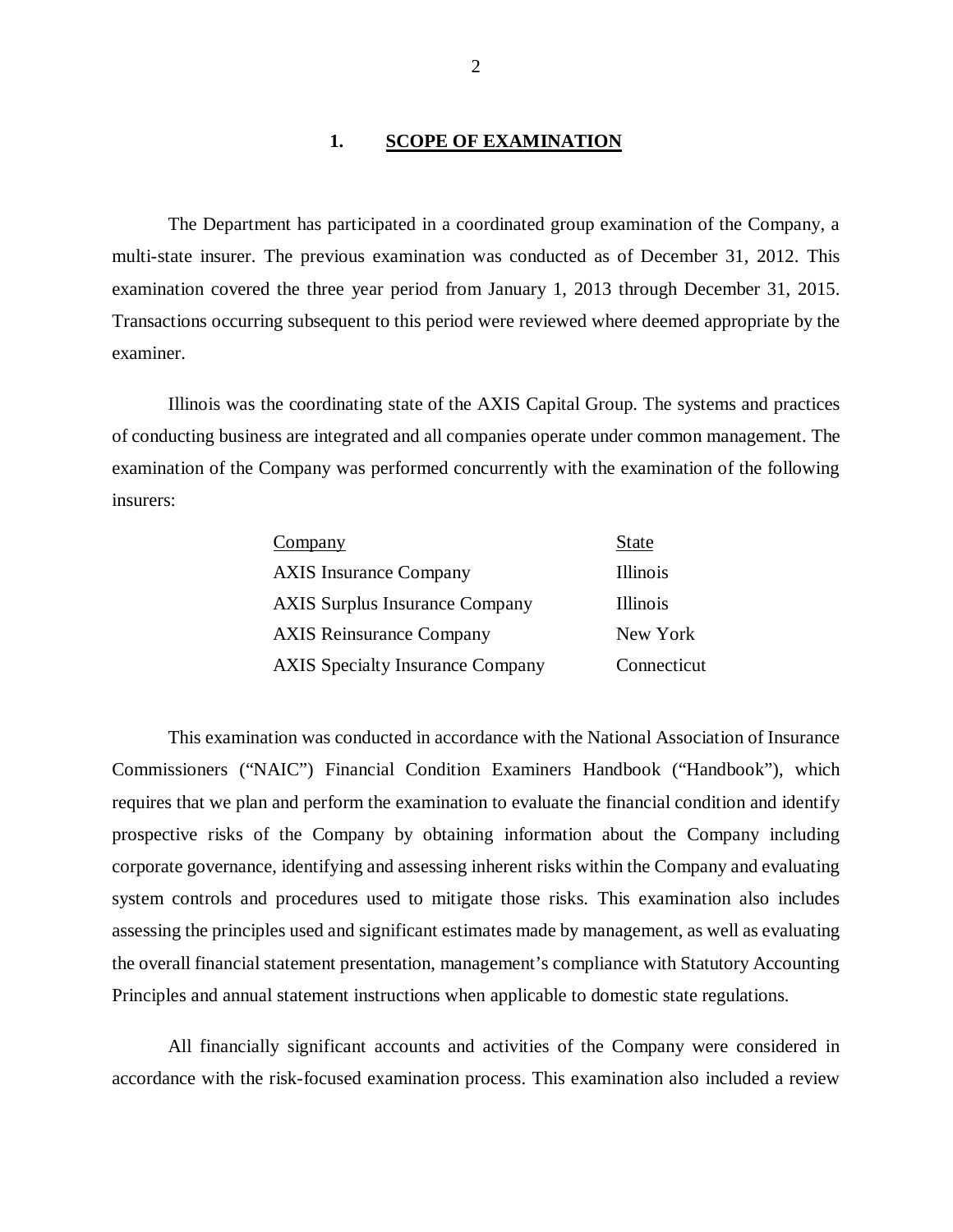## 1. SCOPE OF EXAMINATION

The Department has participated in a coordinated group examination of the Company, a multi-state insurer. The previous examination was conducted as of December 31, 2012. This examination covered the three year period from January 1, 2013 through December 31, 2015. Transactions occurring subsequent to this period were reviewed where deemed appropriate by the examiner.

Illinois was the coordinating state of the AXIS Capital Group. The systems and practices of conducting business are integrated and all companies operate under common management. The examination of the Company was performed concurrently with the examination of the following insurers:

| Company | State |
|---|---|
| AXIS Insurance Company | Illinois |
| AXIS Surplus Insurance Company | Illinois |
| AXIS Reinsurance Company | New York |
| AXIS Specialty Insurance Company | Connecticut |

This examination was conducted in accordance with the National Association of Insurance Commissioners ("NAIC") Financial Condition Examiners Handbook ("Handbook"), which requires that we plan and perform the examination to evaluate the financial condition and identify prospective risks of the Company by obtaining information about the Company including corporate governance, identifying and assessing inherent risks within the Company and evaluating system controls and procedures used to mitigate those risks. This examination also includes assessing the principles used and significant estimates made by management, as well as evaluating the overall financial statement presentation, management's compliance with Statutory Accounting Principles and annual statement instructions when applicable to domestic state regulations.

All financially significant accounts and activities of the Company were considered in accordance with the risk-focused examination process. This examination also included a review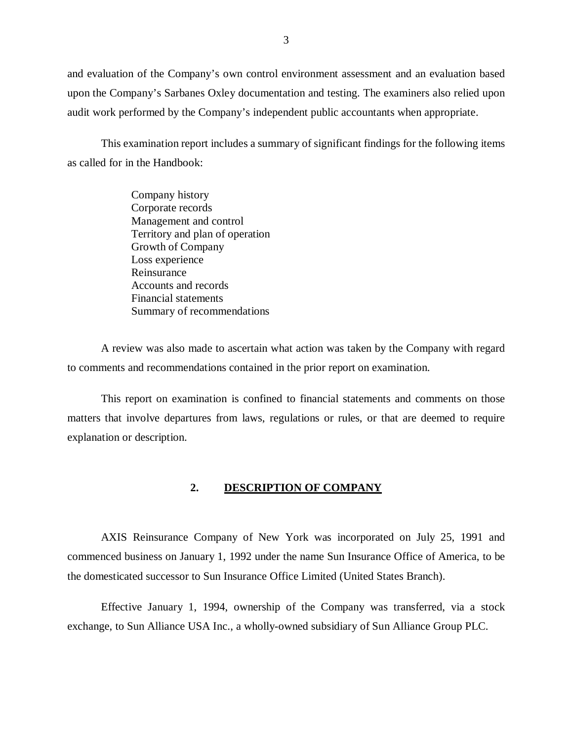and evaluation of the Company's own control environment assessment and an evaluation based upon the Company's Sarbanes Oxley documentation and testing. The examiners also relied upon audit work performed by the Company's independent public accountants when appropriate.

This examination report includes a summary of significant findings for the following items as called for in the Handbook:

- Company history
- Corporate records
- Management and control
- Territory and plan of operation
- Growth of Company
- Loss experience
- Reinsurance
- Accounts and records
- Financial statements
- Summary of recommendations

A review was also made to ascertain what action was taken by the Company with regard to comments and recommendations contained in the prior report on examination.

This report on examination is confined to financial statements and comments on those matters that involve departures from laws, regulations or rules, or that are deemed to require explanation or description.

## 2. DESCRIPTION OF COMPANY

AXIS Reinsurance Company of New York was incorporated on July 25, 1991 and commenced business on January 1, 1992 under the name Sun Insurance Office of America, to be the domesticated successor to Sun Insurance Office Limited (United States Branch).

Effective January 1, 1994, ownership of the Company was transferred, via a stock exchange, to Sun Alliance USA Inc., a wholly-owned subsidiary of Sun Alliance Group PLC.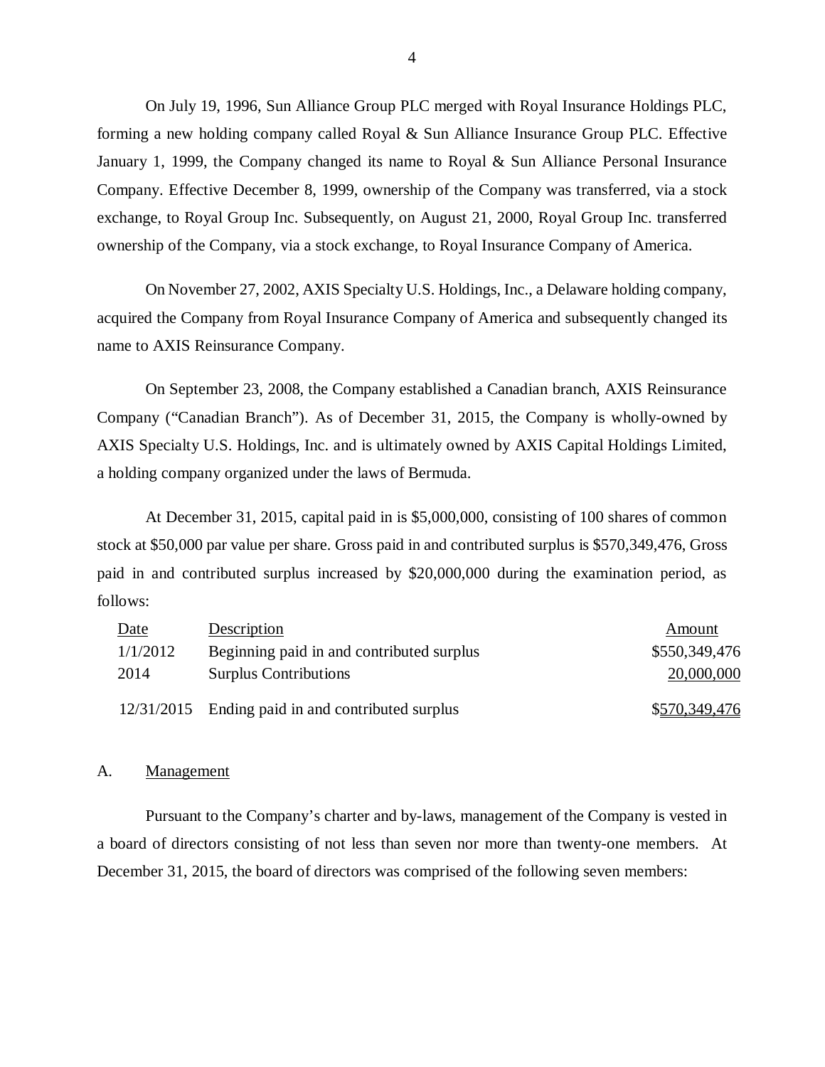On July 19, 1996, Sun Alliance Group PLC merged with Royal Insurance Holdings PLC, forming a new holding company called Royal & Sun Alliance Insurance Group PLC. Effective January 1, 1999, the Company changed its name to Royal & Sun Alliance Personal Insurance Company. Effective December 8, 1999, ownership of the Company was transferred, via a stock exchange, to Royal Group Inc. Subsequently, on August 21, 2000, Royal Group Inc. transferred ownership of the Company, via a stock exchange, to Royal Insurance Company of America.

On November 27, 2002, AXIS Specialty U.S. Holdings, Inc., a Delaware holding company, acquired the Company from Royal Insurance Company of America and subsequently changed its name to AXIS Reinsurance Company.

On September 23, 2008, the Company established a Canadian branch, AXIS Reinsurance Company ("Canadian Branch"). As of December 31, 2015, the Company is wholly-owned by AXIS Specialty U.S. Holdings, Inc. and is ultimately owned by AXIS Capital Holdings Limited, a holding company organized under the laws of Bermuda.

At December 31, 2015, capital paid in is $5,000,000, consisting of 100 shares of common stock at $50,000 par value per share. Gross paid in and contributed surplus is $570,349,476, Gross paid in and contributed surplus increased by $20,000,000 during the examination period, as follows:

| Date | Description | Amount |
|---|---|---|
| 1/1/2012 | Beginning paid in and contributed surplus | $550,349,476 |
| 2014 | Surplus Contributions | 20,000,000 |
| 12/31/2015 | Ending paid in and contributed surplus | $570,349,476 |

## A. Management

Pursuant to the Company's charter and by-laws, management of the Company is vested in a board of directors consisting of not less than seven nor more than twenty-one members. At December 31, 2015, the board of directors was comprised of the following seven members: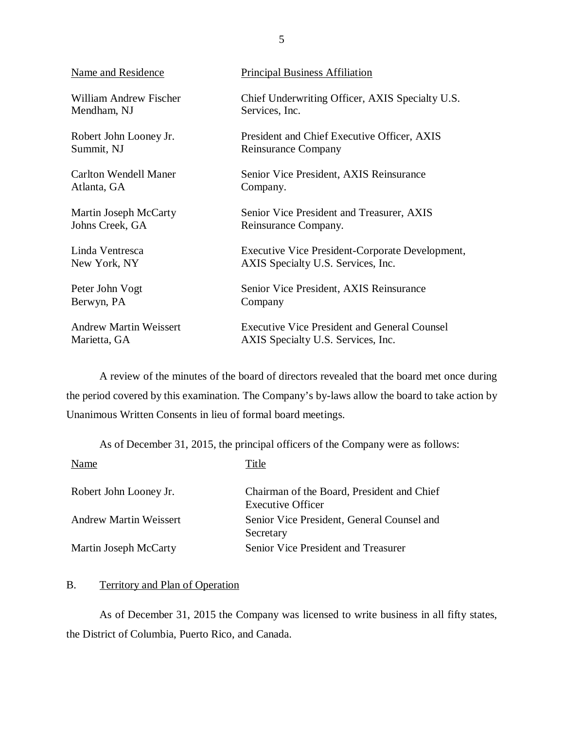| Name and Residence | Principal Business Affiliation |
|---|---|
| William Andrew Fischer<br>Mendham, NJ | Chief Underwriting Officer, AXIS Specialty U.S. Services, Inc. |
| Robert John Looney Jr.<br>Summit, NJ | President and Chief Executive Officer, AXIS Reinsurance Company |
| Carlton Wendell Maner<br>Atlanta, GA | Senior Vice President, AXIS Reinsurance Company. |
| Martin Joseph McCarty<br>Johns Creek, GA | Senior Vice President and Treasurer, AXIS Reinsurance Company. |
| Linda Ventresca<br>New York, NY | Executive Vice President-Corporate Development, AXIS Specialty U.S. Services, Inc. |
| Peter John Vogt<br>Berwyn, PA | Senior Vice President, AXIS Reinsurance Company |
| Andrew Martin Weissert<br>Marietta, GA | Executive Vice President and General Counsel AXIS Specialty U.S. Services, Inc. |

A review of the minutes of the board of directors revealed that the board met once during the period covered by this examination. The Company's by-laws allow the board to take action by Unanimous Written Consents in lieu of formal board meetings.

As of December 31, 2015, the principal officers of the Company were as follows:

| Name | Title |
|---|---|
| Robert John Looney Jr. | Chairman of the Board, President and Chief Executive Officer |
| Andrew Martin Weissert | Senior Vice President, General Counsel and Secretary |
| Martin Joseph McCarty | Senior Vice President and Treasurer |

## B. Territory and Plan of Operation

As of December 31, 2015 the Company was licensed to write business in all fifty states, the District of Columbia, Puerto Rico, and Canada.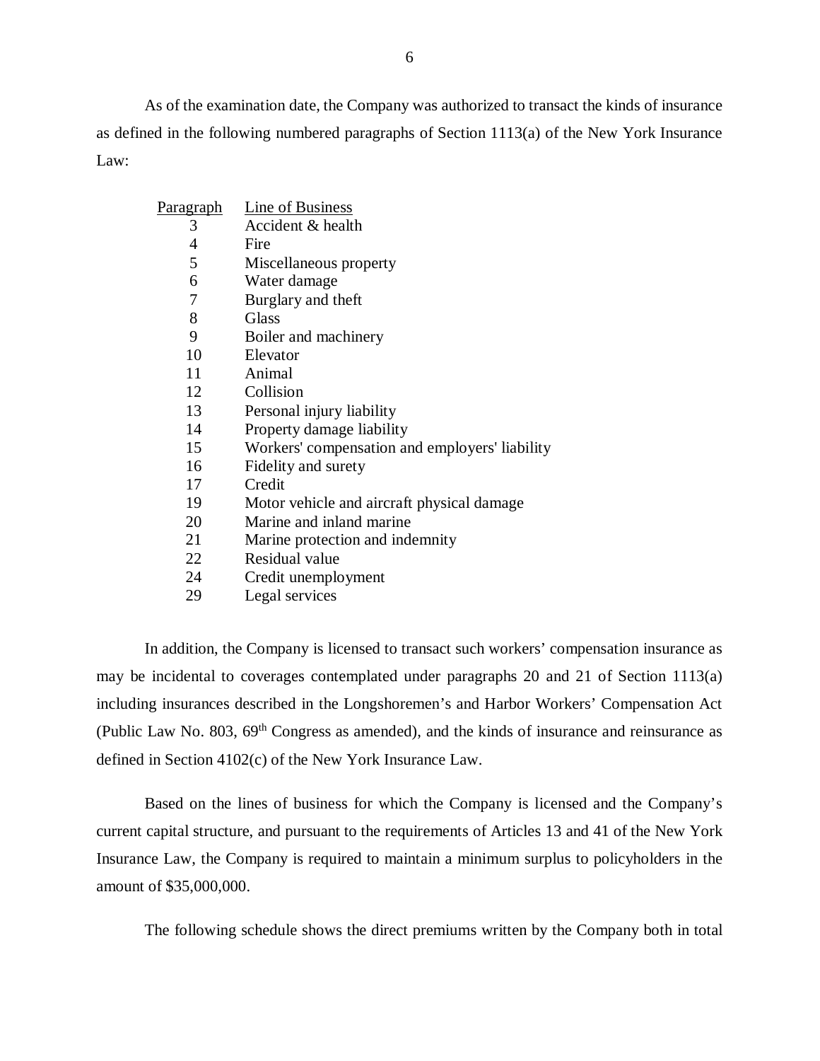As of the examination date, the Company was authorized to transact the kinds of insurance as defined in the following numbered paragraphs of Section 1113(a) of the New York Insurance Law:

| Paragraph | Line of Business |
| --- | --- |
| 3 | Accident & health |
| 4 | Fire |
| 5 | Miscellaneous property |
| 6 | Water damage |
| 7 | Burglary and theft |
| 8 | Glass |
| 9 | Boiler and machinery |
| 10 | Elevator |
| 11 | Animal |
| 12 | Collision |
| 13 | Personal injury liability |
| 14 | Property damage liability |
| 15 | Workers' compensation and employers' liability |
| 16 | Fidelity and surety |
| 17 | Credit |
| 19 | Motor vehicle and aircraft physical damage |
| 20 | Marine and inland marine |
| 21 | Marine protection and indemnity |
| 22 | Residual value |
| 24 | Credit unemployment |
| 29 | Legal services |

In addition, the Company is licensed to transact such workers' compensation insurance as may be incidental to coverages contemplated under paragraphs 20 and 21 of Section 1113(a) including insurances described in the Longshoremen's and Harbor Workers' Compensation Act (Public Law No. 803, 69th Congress as amended), and the kinds of insurance and reinsurance as defined in Section 4102(c) of the New York Insurance Law.

Based on the lines of business for which the Company is licensed and the Company's current capital structure, and pursuant to the requirements of Articles 13 and 41 of the New York Insurance Law, the Company is required to maintain a minimum surplus to policyholders in the amount of $35,000,000.

The following schedule shows the direct premiums written by the Company both in total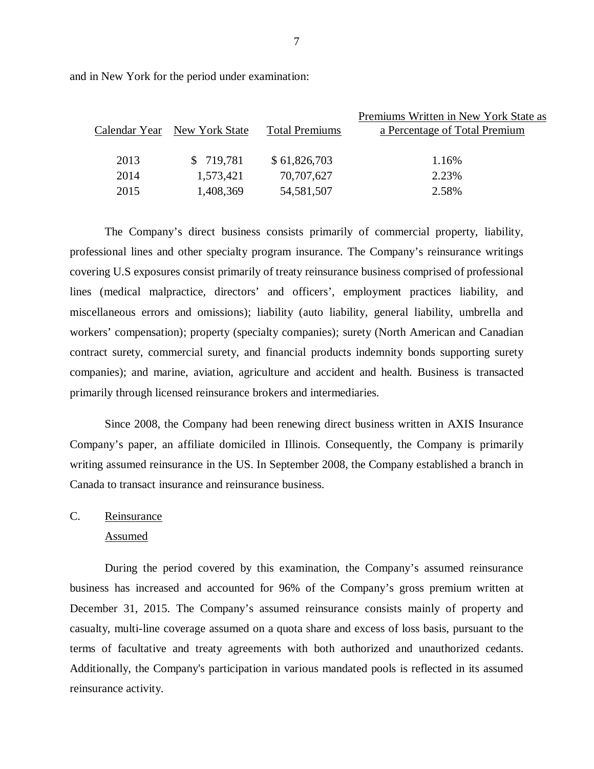and in New York for the period under examination:

| Calendar Year | New York State | Total Premiums | Premiums Written in New York State as a Percentage of Total Premium |
|---|---|---|---|
| 2013 | $ 719,781 | $ 61,826,703 | 1.16% |
| 2014 | 1,573,421 | 70,707,627 | 2.23% |
| 2015 | 1,408,369 | 54,581,507 | 2.58% |

The Company's direct business consists primarily of commercial property, liability, professional lines and other specialty program insurance. The Company's reinsurance writings covering U.S exposures consist primarily of treaty reinsurance business comprised of professional lines (medical malpractice, directors' and officers', employment practices liability, and miscellaneous errors and omissions); liability (auto liability, general liability, umbrella and workers' compensation); property (specialty companies); surety (North American and Canadian contract surety, commercial surety, and financial products indemnity bonds supporting surety companies); and marine, aviation, agriculture and accident and health. Business is transacted primarily through licensed reinsurance brokers and intermediaries.

Since 2008, the Company had been renewing direct business written in AXIS Insurance Company's paper, an affiliate domiciled in Illinois. Consequently, the Company is primarily writing assumed reinsurance in the US. In September 2008, the Company established a branch in Canada to transact insurance and reinsurance business.

## C. Reinsurance

### Assumed

During the period covered by this examination, the Company's assumed reinsurance business has increased and accounted for 96% of the Company's gross premium written at December 31, 2015. The Company's assumed reinsurance consists mainly of property and casualty, multi-line coverage assumed on a quota share and excess of loss basis, pursuant to the terms of facultative and treaty agreements with both authorized and unauthorized cedants. Additionally, the Company's participation in various mandated pools is reflected in its assumed reinsurance activity.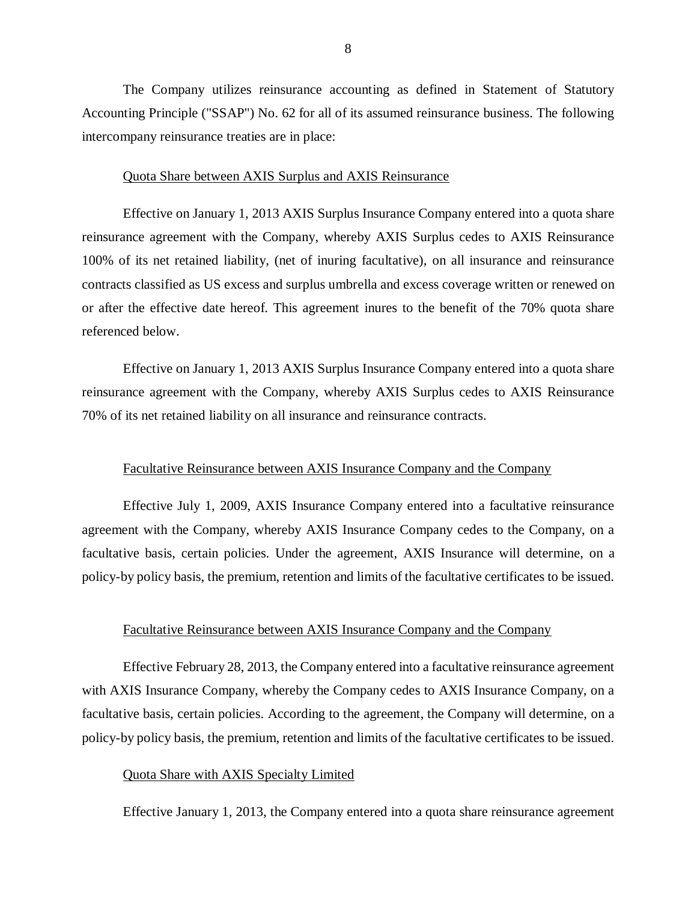The Company utilizes reinsurance accounting as defined in Statement of Statutory Accounting Principle ("SSAP") No. 62 for all of its assumed reinsurance business. The following intercompany reinsurance treaties are in place:

Quota Share between AXIS Surplus and AXIS Reinsurance

Effective on January 1, 2013 AXIS Surplus Insurance Company entered into a quota share reinsurance agreement with the Company, whereby AXIS Surplus cedes to AXIS Reinsurance 100% of its net retained liability, (net of inuring facultative), on all insurance and reinsurance contracts classified as US excess and surplus umbrella and excess coverage written or renewed on or after the effective date hereof. This agreement inures to the benefit of the 70% quota share referenced below.

Effective on January 1, 2013 AXIS Surplus Insurance Company entered into a quota share reinsurance agreement with the Company, whereby AXIS Surplus cedes to AXIS Reinsurance 70% of its net retained liability on all insurance and reinsurance contracts.

Facultative Reinsurance between AXIS Insurance Company and the Company

Effective July 1, 2009, AXIS Insurance Company entered into a facultative reinsurance agreement with the Company, whereby AXIS Insurance Company cedes to the Company, on a facultative basis, certain policies. Under the agreement, AXIS Insurance will determine, on a policy-by policy basis, the premium, retention and limits of the facultative certificates to be issued.

Facultative Reinsurance between AXIS Insurance Company and the Company

Effective February 28, 2013, the Company entered into a facultative reinsurance agreement with AXIS Insurance Company, whereby the Company cedes to AXIS Insurance Company, on a facultative basis, certain policies. According to the agreement, the Company will determine, on a policy-by policy basis, the premium, retention and limits of the facultative certificates to be issued.

Quota Share with AXIS Specialty Limited

Effective January 1, 2013, the Company entered into a quota share reinsurance agreement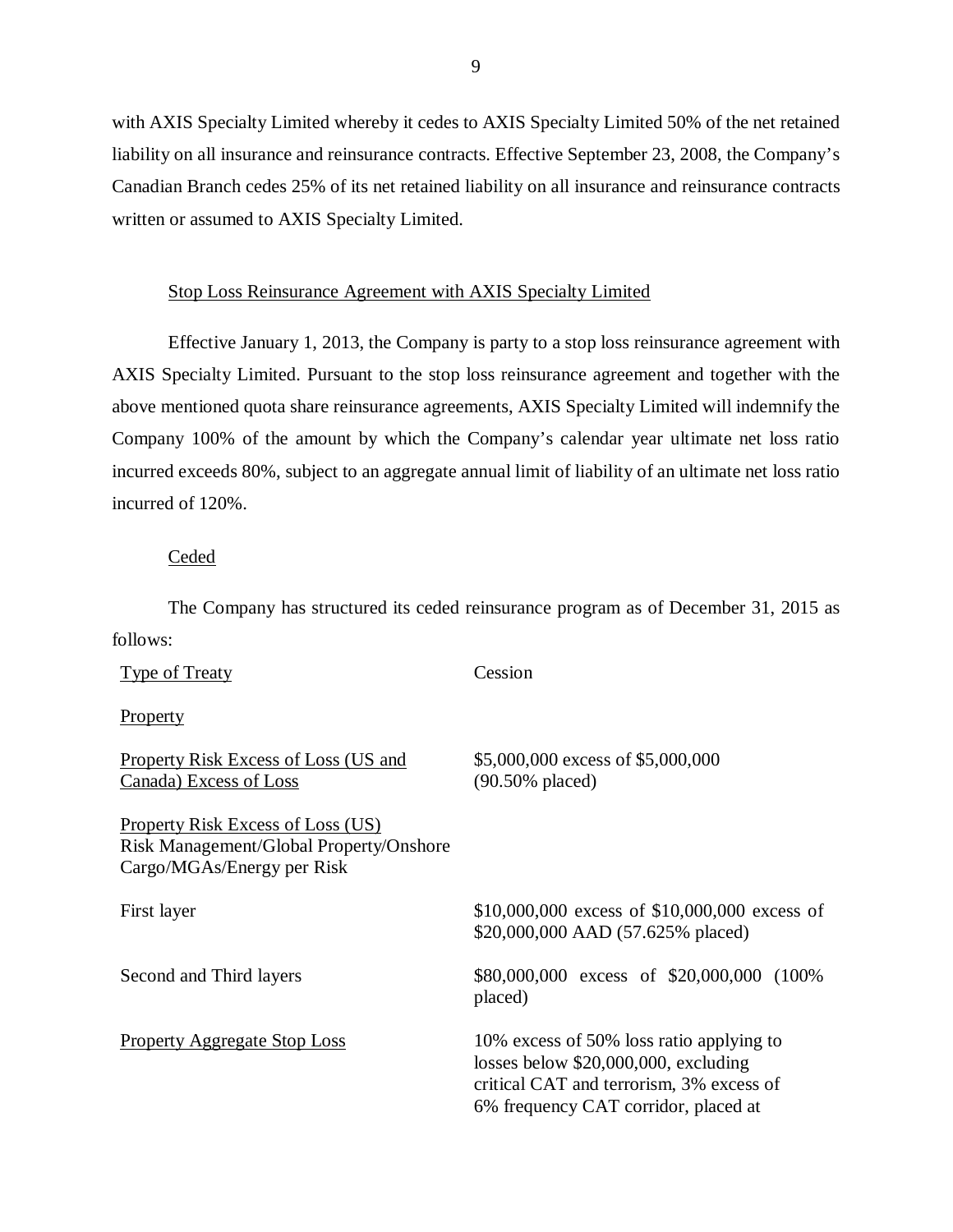with AXIS Specialty Limited whereby it cedes to AXIS Specialty Limited 50% of the net retained liability on all insurance and reinsurance contracts. Effective September 23, 2008, the Company's Canadian Branch cedes 25% of its net retained liability on all insurance and reinsurance contracts written or assumed to AXIS Specialty Limited.

Stop Loss Reinsurance Agreement with AXIS Specialty Limited

Effective January 1, 2013, the Company is party to a stop loss reinsurance agreement with AXIS Specialty Limited. Pursuant to the stop loss reinsurance agreement and together with the above mentioned quota share reinsurance agreements, AXIS Specialty Limited will indemnify the Company 100% of the amount by which the Company's calendar year ultimate net loss ratio incurred exceeds 80%, subject to an aggregate annual limit of liability of an ultimate net loss ratio incurred of 120%.

Ceded

The Company has structured its ceded reinsurance program as of December 31, 2015 as follows:

| Type of Treaty | Cession |
|---|---|
| Property | |
| Property Risk Excess of Loss (US and Canada) Excess of Loss | \$5,000,000 excess of \$5,000,000 (90.50% placed) |
| Property Risk Excess of Loss (US) Risk Management/Global Property/Onshore Cargo/MGAs/Energy per Risk | |
| First layer | \$10,000,000 excess of \$10,000,000 excess of \$20,000,000 AAD (57.625% placed) |
| Second and Third layers | \$80,000,000 excess of \$20,000,000 (100% placed) |
| Property Aggregate Stop Loss | 10% excess of 50% loss ratio applying to losses below \$20,000,000, excluding critical CAT and terrorism, 3% excess of 6% frequency CAT corridor, placed at |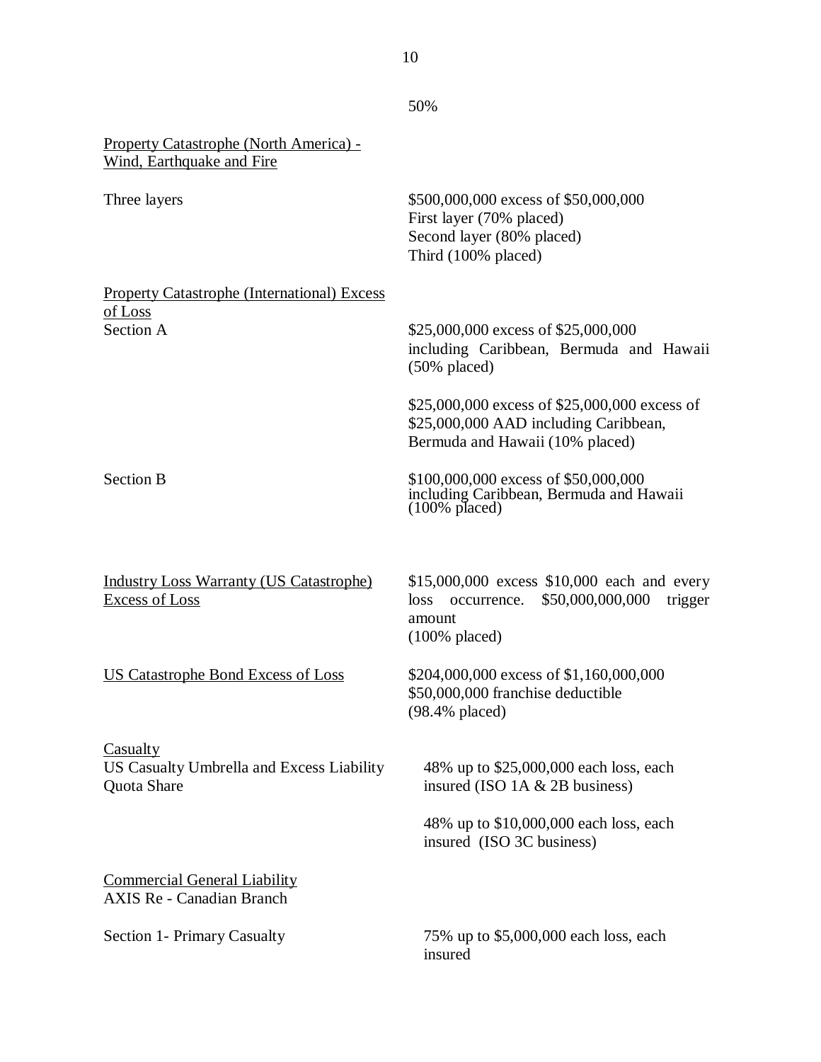| | |
|---|---|
| | 50% |
| <u>Property Catastrophe (North America) - Wind, Earthquake and Fire</u> | |
| Three layers | \$500,000,000 excess of \$50,000,000<br>First layer (70% placed)<br>Second layer (80% placed)<br>Third (100% placed) |
| <u>Property Catastrophe (International) Excess of Loss</u> | |
| Section A | \$25,000,000 excess of \$25,000,000 including Caribbean, Bermuda and Hawaii (50% placed) |
| | \$25,000,000 excess of \$25,000,000 excess of \$25,000,000 AAD including Caribbean, Bermuda and Hawaii (10% placed) |
| Section B | \$100,000,000 excess of \$50,000,000 including Caribbean, Bermuda and Hawaii (100% placed) |
| <u>Industry Loss Warranty (US Catastrophe) Excess of Loss</u> | \$15,000,000 excess \$10,000 each and every loss occurrence. \$50,000,000,000 trigger amount<br>(100% placed) |
| <u>US Catastrophe Bond Excess of Loss</u> | \$204,000,000 excess of \$1,160,000,000<br>\$50,000,000 franchise deductible<br>(98.4% placed) |
| <u>Casualty</u><br>US Casualty Umbrella and Excess Liability Quota Share | 48% up to \$25,000,000 each loss, each insured (ISO 1A & 2B business) |
| | 48% up to \$10,000,000 each loss, each insured (ISO 3C business) |
| <u>Commercial General Liability</u><br>AXIS Re - Canadian Branch | |
| Section 1- Primary Casualty | 75% up to \$5,000,000 each loss, each insured |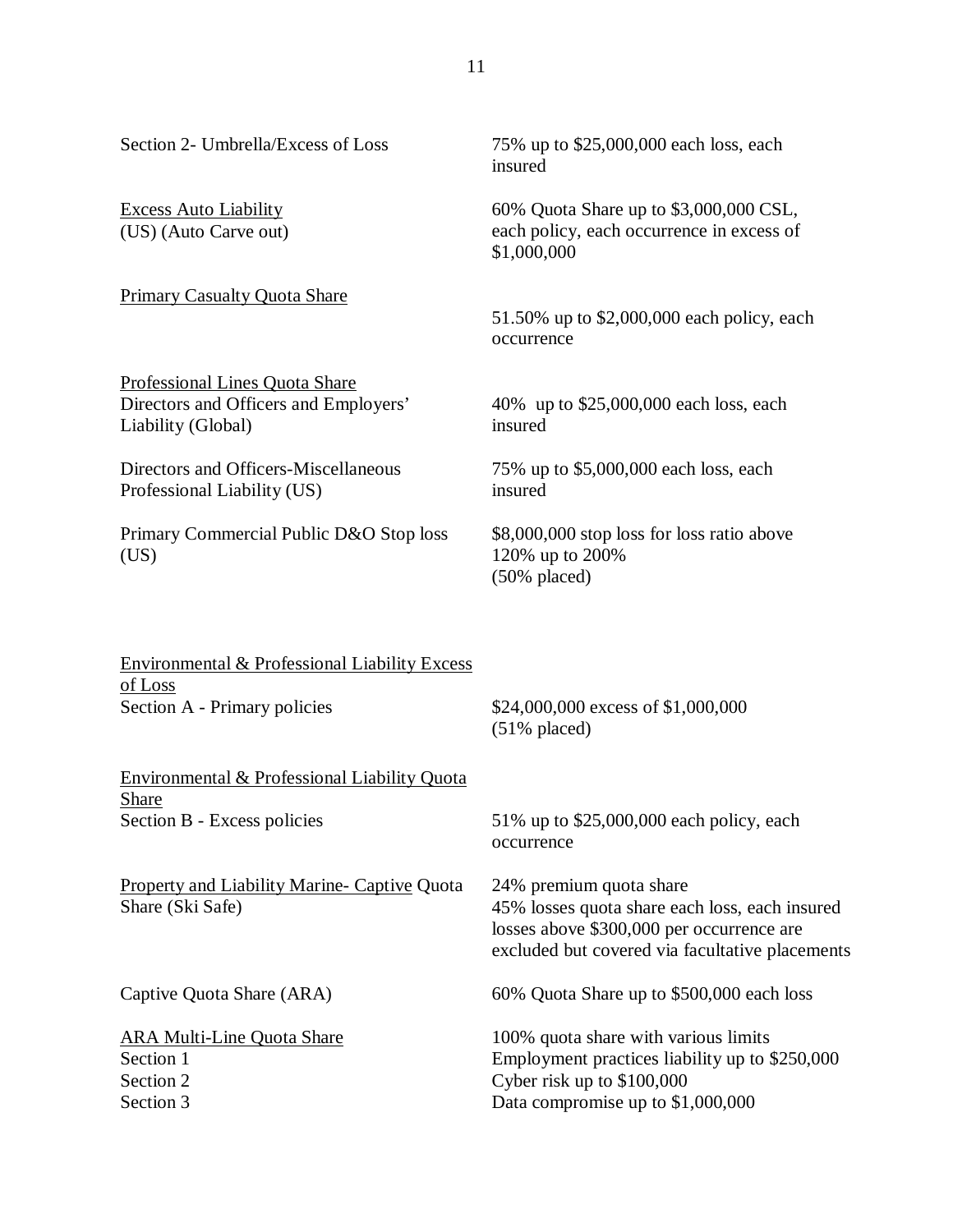| | |
|---|---|
| Section 2- Umbrella/Excess of Loss | 75% up to $25,000,000 each loss, each insured |
| Excess Auto Liability (US) (Auto Carve out) | 60% Quota Share up to $3,000,000 CSL, each policy, each occurrence in excess of $1,000,000 |
| Primary Casualty Quota Share | 51.50% up to $2,000,000 each policy, each occurrence |
| Professional Lines Quota Share | |
| Directors and Officers and Employers' Liability (Global) | 40% up to $25,000,000 each loss, each insured |
| Directors and Officers-Miscellaneous Professional Liability (US) | 75% up to $5,000,000 each loss, each insured |
| Primary Commercial Public D&O Stop loss (US) | $8,000,000 stop loss for loss ratio above 120% up to 200% (50% placed) |
| Environmental & Professional Liability Excess of Loss | |
| Section A - Primary policies | $24,000,000 excess of $1,000,000 (51% placed) |
| Environmental & Professional Liability Quota Share | |
| Section B - Excess policies | 51% up to $25,000,000 each policy, each occurrence |
| Property and Liability Marine- Captive Quota Share (Ski Safe) | 24% premium quota share<br>45% losses quota share each loss, each insured losses above $300,000 per occurrence are excluded but covered via facultative placements |
| Captive Quota Share (ARA) | 60% Quota Share up to $500,000 each loss |
| ARA Multi-Line Quota Share | 100% quota share with various limits |
| Section 1 | Employment practices liability up to $250,000 |
| Section 2 | Cyber risk up to $100,000 |
| Section 3 | Data compromise up to $1,000,000 |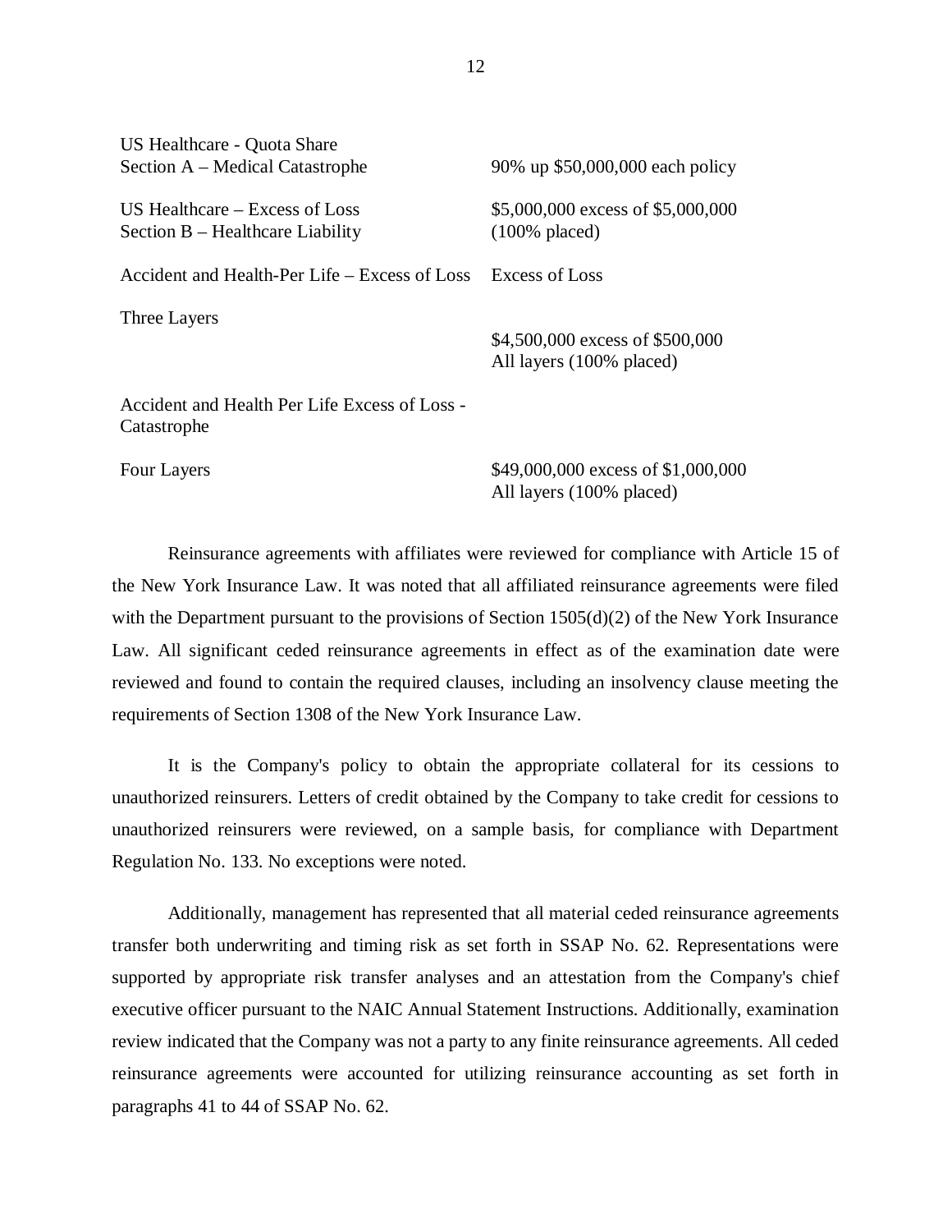| | |
|---|---|
| US Healthcare - Quota Share<br>Section A – Medical Catastrophe | 90% up $50,000,000 each policy |
| US Healthcare – Excess of Loss<br>Section B – Healthcare Liability | $5,000,000 excess of $5,000,000<br>(100% placed) |
| Accident and Health-Per Life – Excess of Loss | Excess of Loss |
| Three Layers | $4,500,000 excess of $500,000<br>All layers (100% placed) |
| Accident and Health Per Life Excess of Loss - Catastrophe | |
| Four Layers | $49,000,000 excess of $1,000,000<br>All layers (100% placed) |

Reinsurance agreements with affiliates were reviewed for compliance with Article 15 of the New York Insurance Law. It was noted that all affiliated reinsurance agreements were filed with the Department pursuant to the provisions of Section 1505(d)(2) of the New York Insurance Law. All significant ceded reinsurance agreements in effect as of the examination date were reviewed and found to contain the required clauses, including an insolvency clause meeting the requirements of Section 1308 of the New York Insurance Law.

It is the Company's policy to obtain the appropriate collateral for its cessions to unauthorized reinsurers. Letters of credit obtained by the Company to take credit for cessions to unauthorized reinsurers were reviewed, on a sample basis, for compliance with Department Regulation No. 133. No exceptions were noted.

Additionally, management has represented that all material ceded reinsurance agreements transfer both underwriting and timing risk as set forth in SSAP No. 62. Representations were supported by appropriate risk transfer analyses and an attestation from the Company's chief executive officer pursuant to the NAIC Annual Statement Instructions. Additionally, examination review indicated that the Company was not a party to any finite reinsurance agreements. All ceded reinsurance agreements were accounted for utilizing reinsurance accounting as set forth in paragraphs 41 to 44 of SSAP No. 62.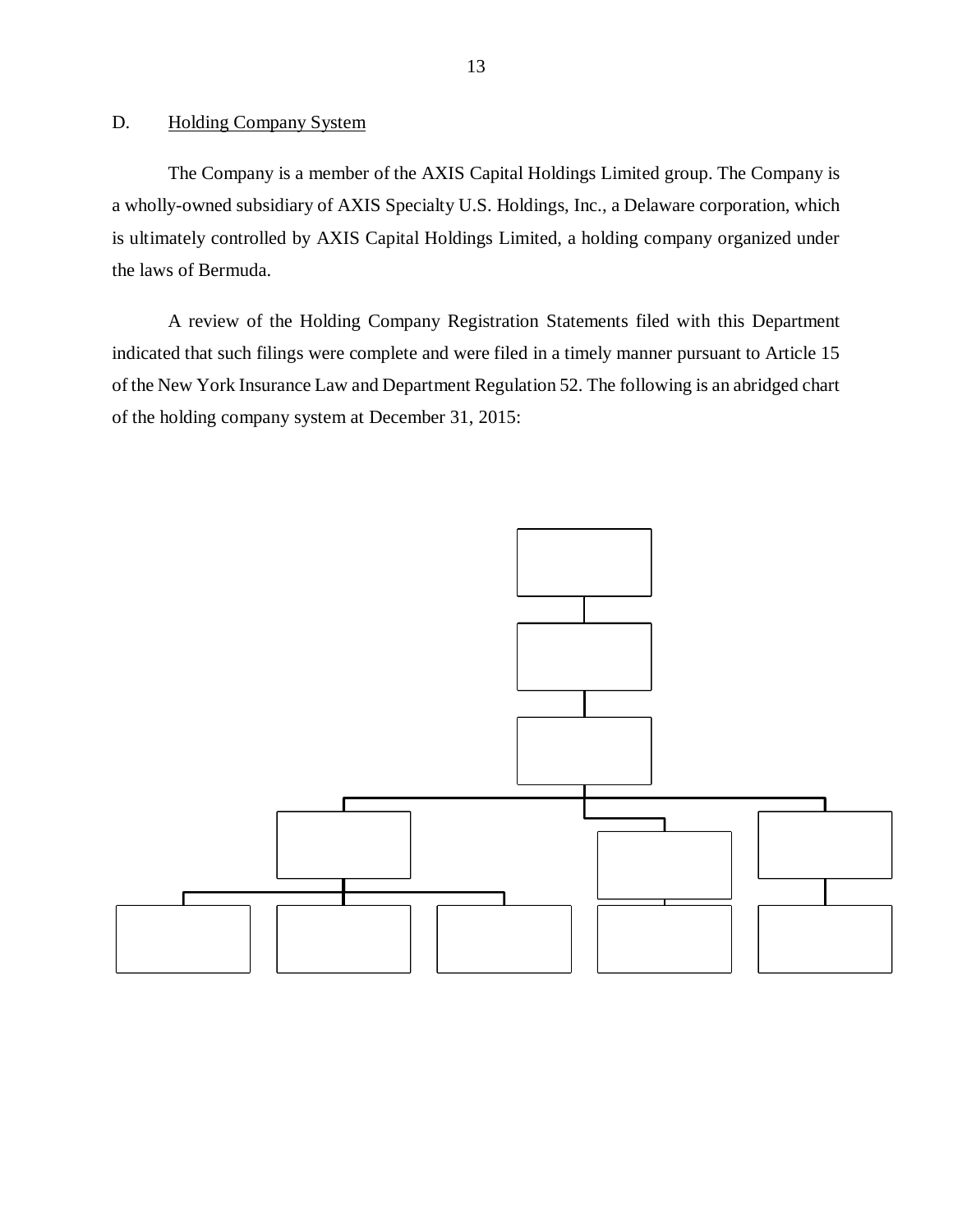D. Holding Company System

The Company is a member of the AXIS Capital Holdings Limited group. The Company is a wholly-owned subsidiary of AXIS Specialty U.S. Holdings, Inc., a Delaware corporation, which is ultimately controlled by AXIS Capital Holdings Limited, a holding company organized under the laws of Bermuda.

A review of the Holding Company Registration Statements filed with this Department indicated that such filings were complete and were filed in a timely manner pursuant to Article 15 of the New York Insurance Law and Department Regulation 52. The following is an abridged chart of the holding company system at December 31, 2015: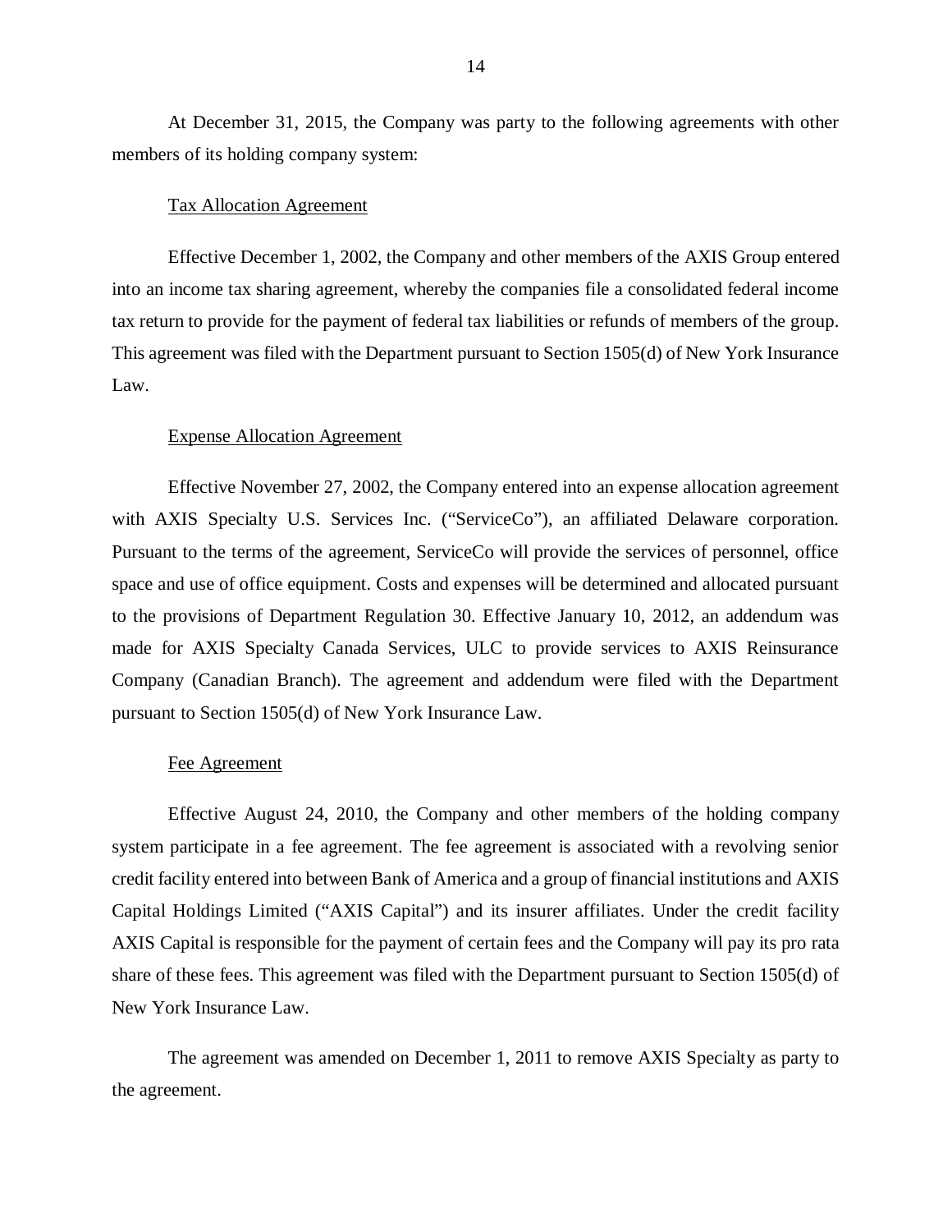At December 31, 2015, the Company was party to the following agreements with other members of its holding company system:

<u>Tax Allocation Agreement</u>

Effective December 1, 2002, the Company and other members of the AXIS Group entered into an income tax sharing agreement, whereby the companies file a consolidated federal income tax return to provide for the payment of federal tax liabilities or refunds of members of the group. This agreement was filed with the Department pursuant to Section 1505(d) of New York Insurance Law.

<u>Expense Allocation Agreement</u>

Effective November 27, 2002, the Company entered into an expense allocation agreement with AXIS Specialty U.S. Services Inc. ("ServiceCo"), an affiliated Delaware corporation. Pursuant to the terms of the agreement, ServiceCo will provide the services of personnel, office space and use of office equipment. Costs and expenses will be determined and allocated pursuant to the provisions of Department Regulation 30. Effective January 10, 2012, an addendum was made for AXIS Specialty Canada Services, ULC to provide services to AXIS Reinsurance Company (Canadian Branch). The agreement and addendum were filed with the Department pursuant to Section 1505(d) of New York Insurance Law.

<u>Fee Agreement</u>

Effective August 24, 2010, the Company and other members of the holding company system participate in a fee agreement. The fee agreement is associated with a revolving senior credit facility entered into between Bank of America and a group of financial institutions and AXIS Capital Holdings Limited ("AXIS Capital") and its insurer affiliates. Under the credit facility AXIS Capital is responsible for the payment of certain fees and the Company will pay its pro rata share of these fees. This agreement was filed with the Department pursuant to Section 1505(d) of New York Insurance Law.

The agreement was amended on December 1, 2011 to remove AXIS Specialty as party to the agreement.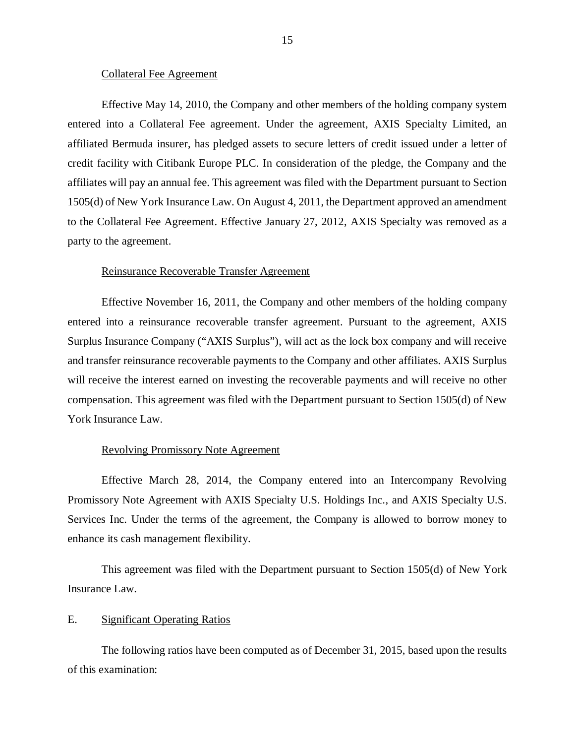Collateral Fee Agreement

Effective May 14, 2010, the Company and other members of the holding company system entered into a Collateral Fee agreement. Under the agreement, AXIS Specialty Limited, an affiliated Bermuda insurer, has pledged assets to secure letters of credit issued under a letter of credit facility with Citibank Europe PLC. In consideration of the pledge, the Company and the affiliates will pay an annual fee. This agreement was filed with the Department pursuant to Section 1505(d) of New York Insurance Law. On August 4, 2011, the Department approved an amendment to the Collateral Fee Agreement. Effective January 27, 2012, AXIS Specialty was removed as a party to the agreement.

Reinsurance Recoverable Transfer Agreement

Effective November 16, 2011, the Company and other members of the holding company entered into a reinsurance recoverable transfer agreement. Pursuant to the agreement, AXIS Surplus Insurance Company ("AXIS Surplus"), will act as the lock box company and will receive and transfer reinsurance recoverable payments to the Company and other affiliates. AXIS Surplus will receive the interest earned on investing the recoverable payments and will receive no other compensation. This agreement was filed with the Department pursuant to Section 1505(d) of New York Insurance Law.

Revolving Promissory Note Agreement

Effective March 28, 2014, the Company entered into an Intercompany Revolving Promissory Note Agreement with AXIS Specialty U.S. Holdings Inc., and AXIS Specialty U.S. Services Inc. Under the terms of the agreement, the Company is allowed to borrow money to enhance its cash management flexibility.

This agreement was filed with the Department pursuant to Section 1505(d) of New York Insurance Law.

## E. Significant Operating Ratios

The following ratios have been computed as of December 31, 2015, based upon the results of this examination: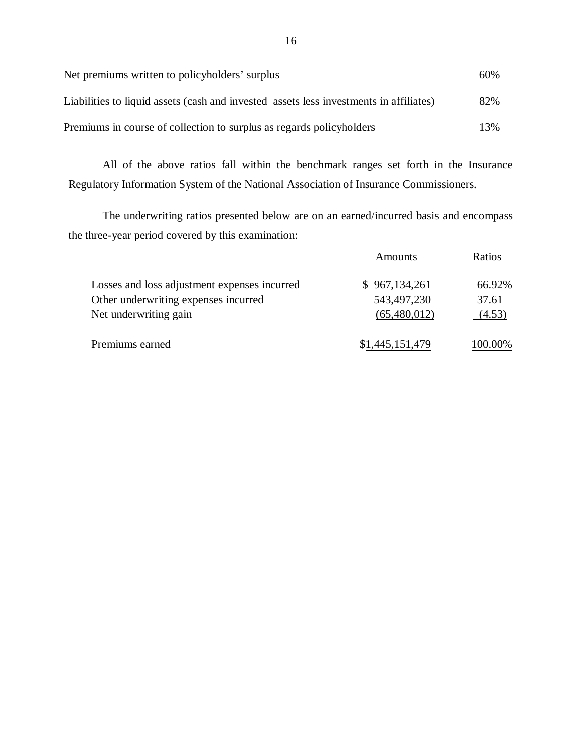| | |
|---|---|
| Net premiums written to policyholders' surplus | 60% |
| Liabilities to liquid assets (cash and invested assets less investments in affiliates) | 82% |
| Premiums in course of collection to surplus as regards policyholders | 13% |

All of the above ratios fall within the benchmark ranges set forth in the Insurance Regulatory Information System of the National Association of Insurance Commissioners.

The underwriting ratios presented below are on an earned/incurred basis and encompass the three-year period covered by this examination:

| | Amounts | Ratios |
|---|---|---|
| Losses and loss adjustment expenses incurred | $ 967,134,261 | 66.92% |
| Other underwriting expenses incurred | 543,497,230 | 37.61 |
| Net underwriting gain | (65,480,012) | (4.53) |
| Premiums earned | $1,445,151,479 | 100.00% |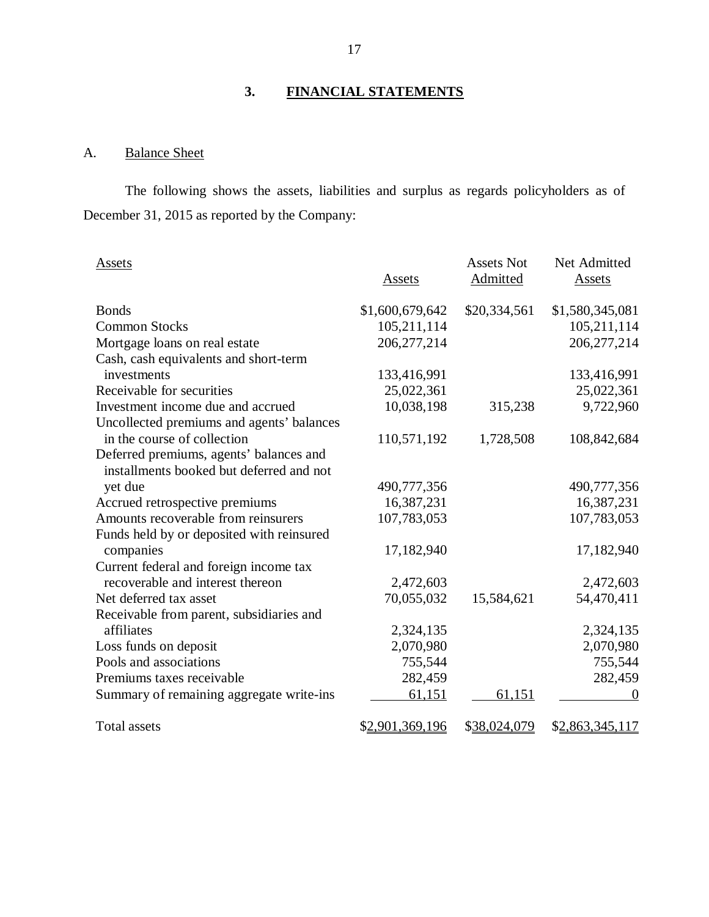## 3. FINANCIAL STATEMENTS

A. Balance Sheet

The following shows the assets, liabilities and surplus as regards policyholders as of December 31, 2015 as reported by the Company:

| Assets | Assets | Assets Not Admitted | Net Admitted Assets |
|---|---|---|---|
| Bonds | $1,600,679,642 | $20,334,561 | $1,580,345,081 |
| Common Stocks | 105,211,114 | | 105,211,114 |
| Mortgage loans on real estate | 206,277,214 | | 206,277,214 |
| Cash, cash equivalents and short-term investments | 133,416,991 | | 133,416,991 |
| Receivable for securities | 25,022,361 | | 25,022,361 |
| Investment income due and accrued | 10,038,198 | 315,238 | 9,722,960 |
| Uncollected premiums and agents' balances in the course of collection | 110,571,192 | 1,728,508 | 108,842,684 |
| Deferred premiums, agents' balances and installments booked but deferred and not yet due | 490,777,356 | | 490,777,356 |
| Accrued retrospective premiums | 16,387,231 | | 16,387,231 |
| Amounts recoverable from reinsurers | 107,783,053 | | 107,783,053 |
| Funds held by or deposited with reinsured companies | 17,182,940 | | 17,182,940 |
| Current federal and foreign income tax recoverable and interest thereon | 2,472,603 | | 2,472,603 |
| Net deferred tax asset | 70,055,032 | 15,584,621 | 54,470,411 |
| Receivable from parent, subsidiaries and affiliates | 2,324,135 | | 2,324,135 |
| Loss funds on deposit | 2,070,980 | | 2,070,980 |
| Pools and associations | 755,544 | | 755,544 |
| Premiums taxes receivable | 282,459 | | 282,459 |
| Summary of remaining aggregate write-ins | 61,151 | 61,151 | 0 |
| Total assets | $2,901,369,196 | $38,024,079 | $2,863,345,117 |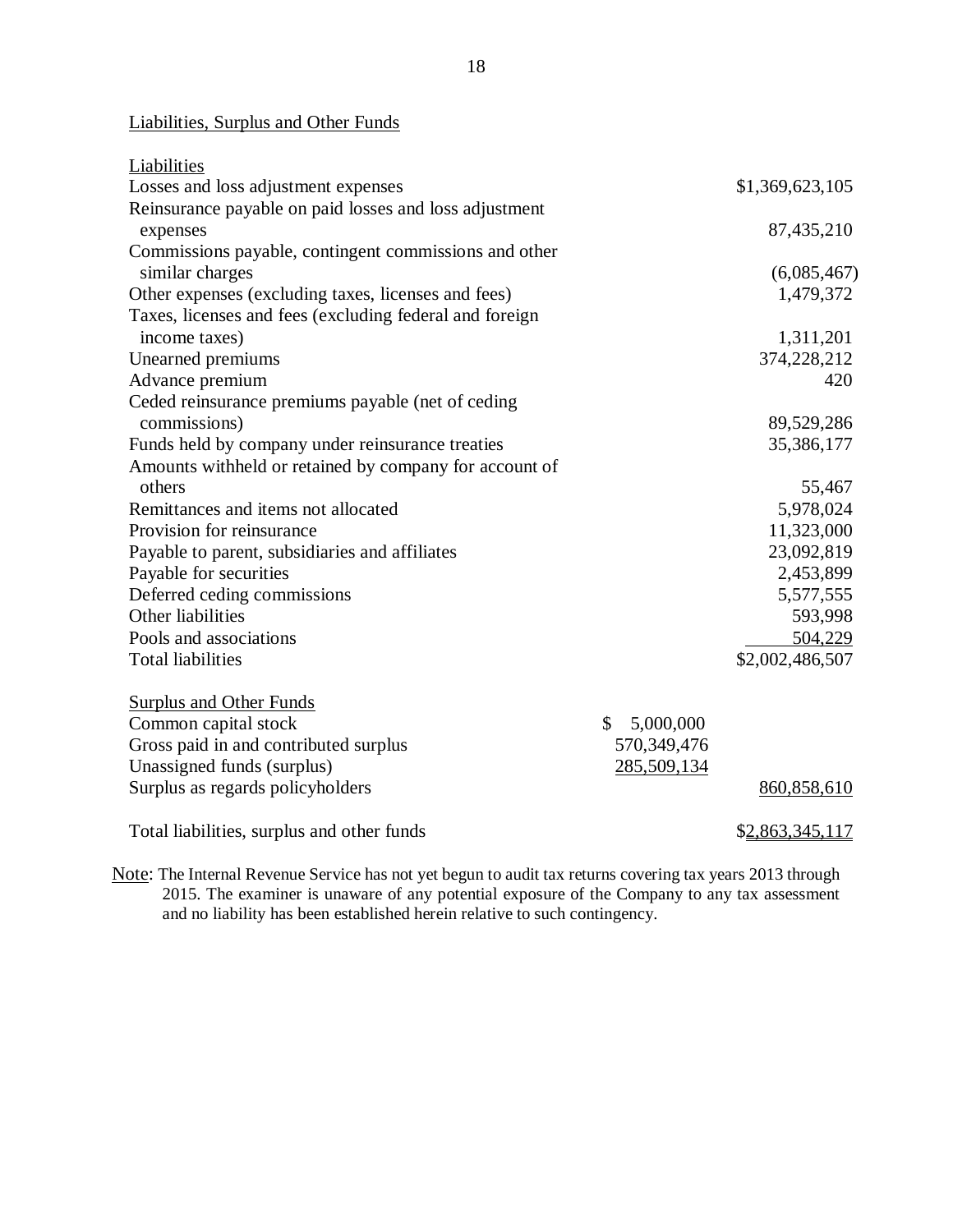## Liabilities, Surplus and Other Funds

| | | |
|---|---|---|
| **Liabilities** | | |
| Losses and loss adjustment expenses | | $1,369,623,105 |
| Reinsurance payable on paid losses and loss adjustment expenses | | 87,435,210 |
| Commissions payable, contingent commissions and other similar charges | | (6,085,467) |
| Other expenses (excluding taxes, licenses and fees) | | 1,479,372 |
| Taxes, licenses and fees (excluding federal and foreign income taxes) | | 1,311,201 |
| Unearned premiums | | 374,228,212 |
| Advance premium | | 420 |
| Ceded reinsurance premiums payable (net of ceding commissions) | | 89,529,286 |
| Funds held by company under reinsurance treaties | | 35,386,177 |
| Amounts withheld or retained by company for account of others | | 55,467 |
| Remittances and items not allocated | | 5,978,024 |
| Provision for reinsurance | | 11,323,000 |
| Payable to parent, subsidiaries and affiliates | | 23,092,819 |
| Payable for securities | | 2,453,899 |
| Deferred ceding commissions | | 5,577,555 |
| Other liabilities | | 593,998 |
| Pools and associations | | 504,229 |
| Total liabilities | | $2,002,486,507 |
| | | |
| **Surplus and Other Funds** | | |
| Common capital stock | $ 5,000,000 | |
| Gross paid in and contributed surplus | 570,349,476 | |
| Unassigned funds (surplus) | 285,509,134 | |
| Surplus as regards policyholders | | 860,858,610 |
| | | |
| Total liabilities, surplus and other funds | | $2,863,345,117 |

Note: The Internal Revenue Service has not yet begun to audit tax returns covering tax years 2013 through 2015. The examiner is unaware of any potential exposure of the Company to any tax assessment and no liability has been established herein relative to such contingency.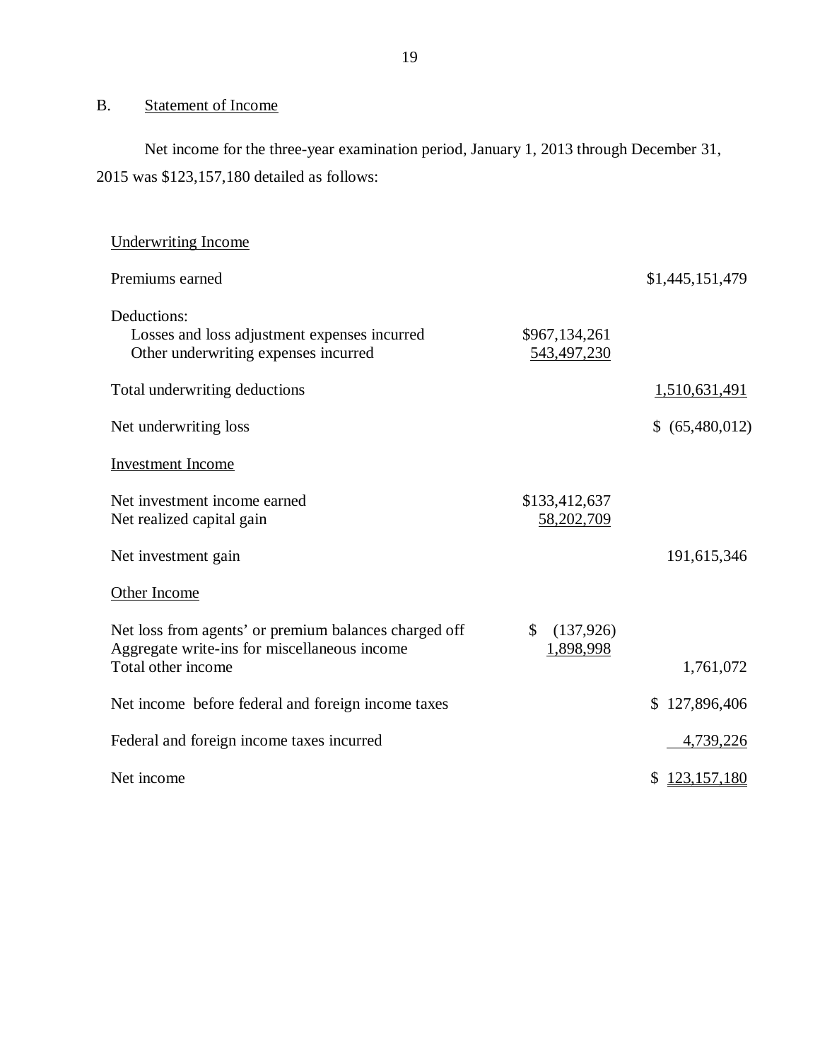## B. Statement of Income

Net income for the three-year examination period, January 1, 2013 through December 31, 2015 was $123,157,180 detailed as follows:

| | | |
|---|---|---|
| Underwriting Income | | |
| Premiums earned | | $1,445,151,479 |
| Deductions: | | |
| Losses and loss adjustment expenses incurred | $967,134,261 | |
| Other underwriting expenses incurred | 543,497,230 | |
| Total underwriting deductions | | 1,510,631,491 |
| Net underwriting loss | | $ (65,480,012) |
| Investment Income | | |
| Net investment income earned | $133,412,637 | |
| Net realized capital gain | 58,202,709 | |
| Net investment gain | | 191,615,346 |
| Other Income | | |
| Net loss from agents' or premium balances charged off | $ (137,926) | |
| Aggregate write-ins for miscellaneous income | 1,898,998 | |
| Total other income | | 1,761,072 |
| Net income before federal and foreign income taxes | | $ 127,896,406 |
| Federal and foreign income taxes incurred | | 4,739,226 |
| Net income | | $ 123,157,180 |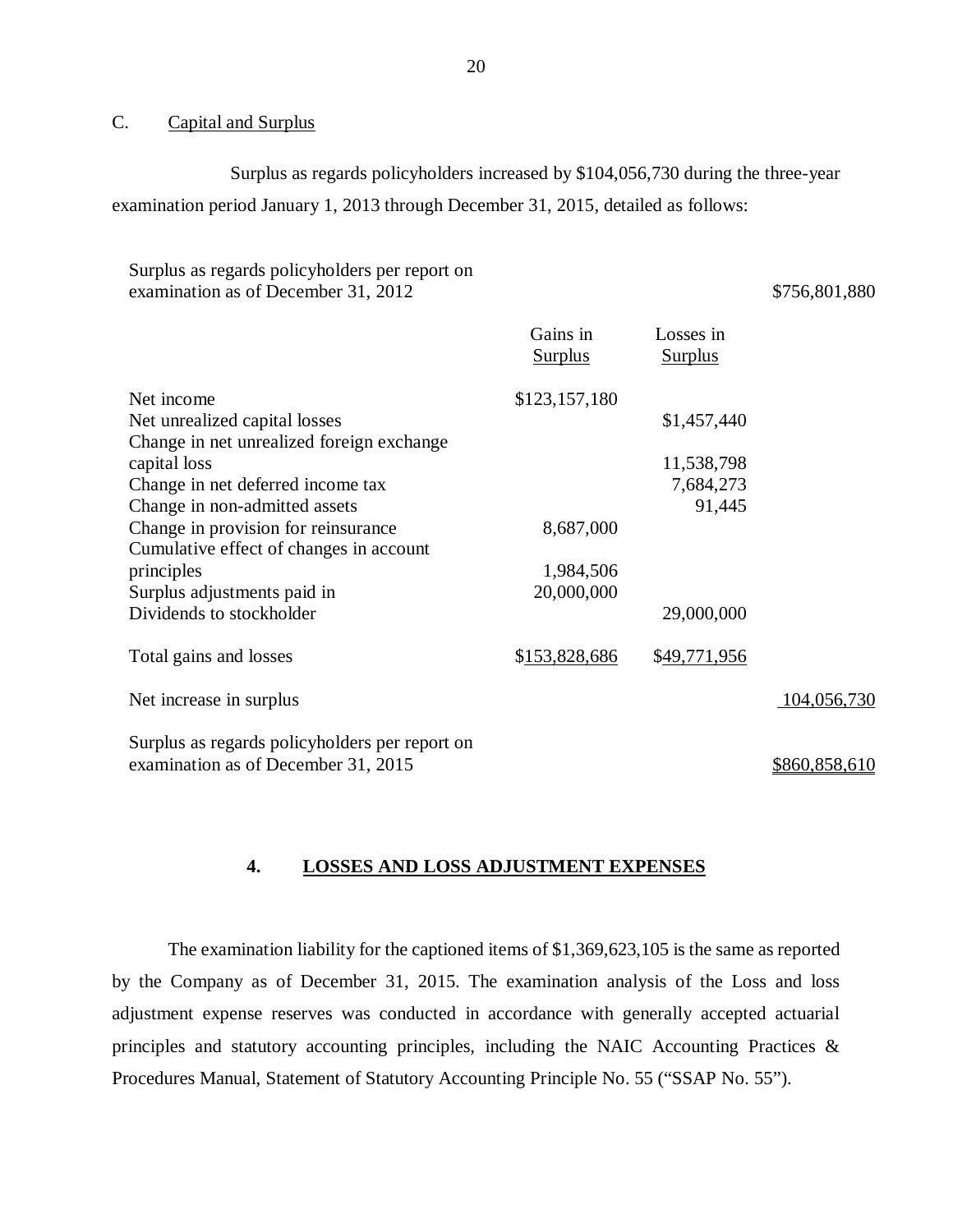## C. Capital and Surplus

Surplus as regards policyholders increased by $104,056,730 during the three-year examination period January 1, 2013 through December 31, 2015, detailed as follows:

| | Gains in Surplus | Losses in Surplus | |
|---|---|---|---|
| Surplus as regards policyholders per report on examination as of December 31, 2012 | | | $756,801,880 |
| Net income | $123,157,180 | | |
| Net unrealized capital losses | | $1,457,440 | |
| Change in net unrealized foreign exchange capital loss | | 11,538,798 | |
| Change in net deferred income tax | | 7,684,273 | |
| Change in non-admitted assets | | 91,445 | |
| Change in provision for reinsurance | 8,687,000 | | |
| Cumulative effect of changes in account principles | 1,984,506 | | |
| Surplus adjustments paid in | 20,000,000 | | |
| Dividends to stockholder | | 29,000,000 | |
| Total gains and losses | $153,828,686 | $49,771,956 | |
| Net increase in surplus | | | 104,056,730 |
| Surplus as regards policyholders per report on examination as of December 31, 2015 | | | $860,858,610 |

## 4. LOSSES AND LOSS ADJUSTMENT EXPENSES

The examination liability for the captioned items of $1,369,623,105 is the same as reported by the Company as of December 31, 2015. The examination analysis of the Loss and loss adjustment expense reserves was conducted in accordance with generally accepted actuarial principles and statutory accounting principles, including the NAIC Accounting Practices & Procedures Manual, Statement of Statutory Accounting Principle No. 55 ("SSAP No. 55").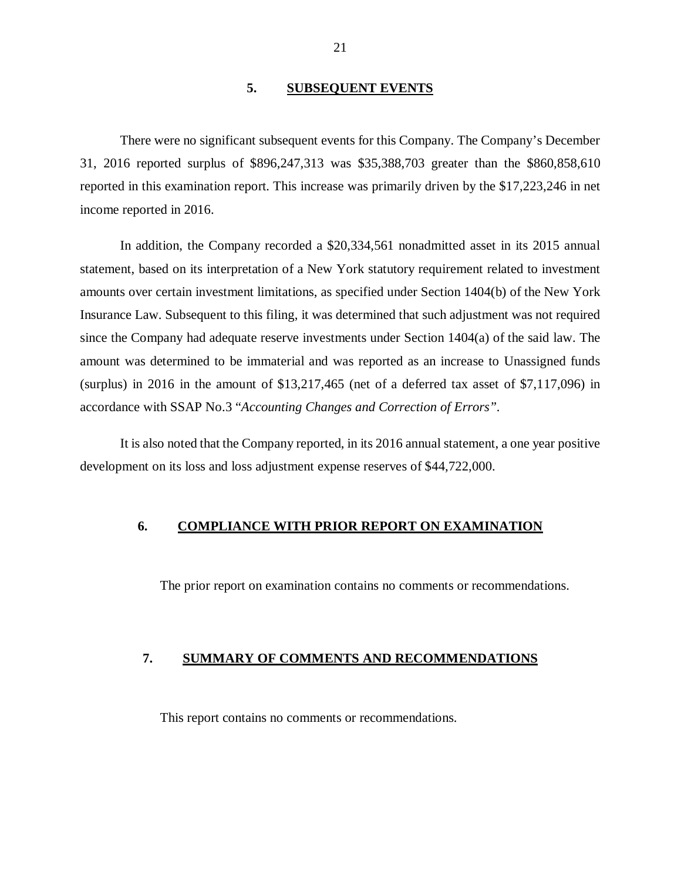## 5. SUBSEQUENT EVENTS

There were no significant subsequent events for this Company. The Company's December 31, 2016 reported surplus of $896,247,313 was $35,388,703 greater than the $860,858,610 reported in this examination report. This increase was primarily driven by the $17,223,246 in net income reported in 2016.

In addition, the Company recorded a $20,334,561 nonadmitted asset in its 2015 annual statement, based on its interpretation of a New York statutory requirement related to investment amounts over certain investment limitations, as specified under Section 1404(b) of the New York Insurance Law. Subsequent to this filing, it was determined that such adjustment was not required since the Company had adequate reserve investments under Section 1404(a) of the said law. The amount was determined to be immaterial and was reported as an increase to Unassigned funds (surplus) in 2016 in the amount of $13,217,465 (net of a deferred tax asset of $7,117,096) in accordance with SSAP No.3 "*Accounting Changes and Correction of Errors*".

It is also noted that the Company reported, in its 2016 annual statement, a one year positive development on its loss and loss adjustment expense reserves of $44,722,000.

## 6. COMPLIANCE WITH PRIOR REPORT ON EXAMINATION

The prior report on examination contains no comments or recommendations.

## 7. SUMMARY OF COMMENTS AND RECOMMENDATIONS

This report contains no comments or recommendations.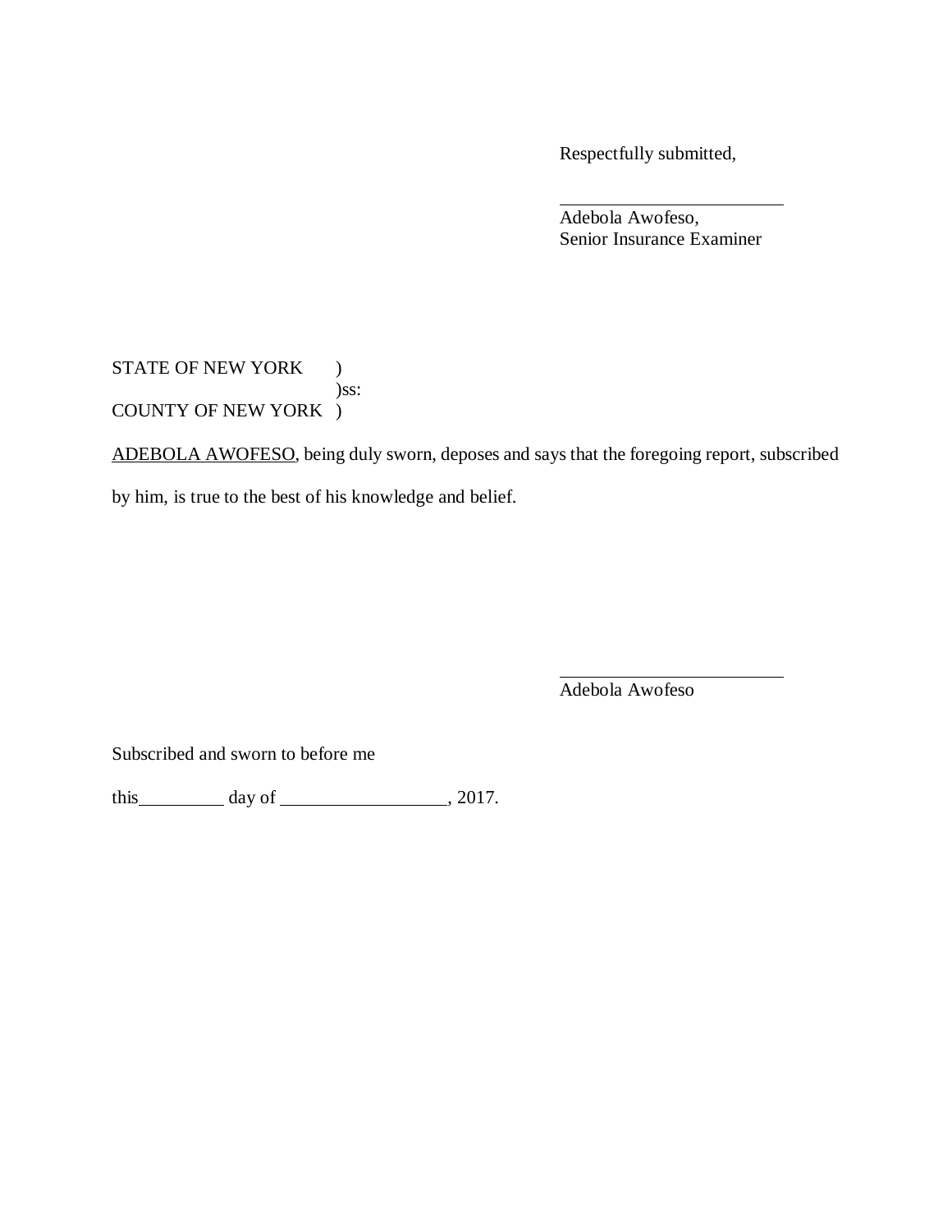Respectfully submitted,

\_\_\_\_\_\_\_\_\_\_\_\_\_\_\_\_\_\_\_\_\_\_\_\_

Adebola Awofeso,
Senior Insurance Examiner

STATE OF NEW YORK )
)ss:
COUNTY OF NEW YORK )

ADEBOLA AWOFESO, being duly sworn, deposes and says that the foregoing report, subscribed by him, is true to the best of his knowledge and belief.

\_\_\_\_\_\_\_\_\_\_\_\_\_\_\_\_\_\_\_\_\_\_\_\_

Adebola Awofeso

Subscribed and sworn to before me

this\_\_\_\_\_\_\_\_\_ day of \_\_\_\_\_\_\_\_\_\_\_\_\_\_\_\_\_, 2017.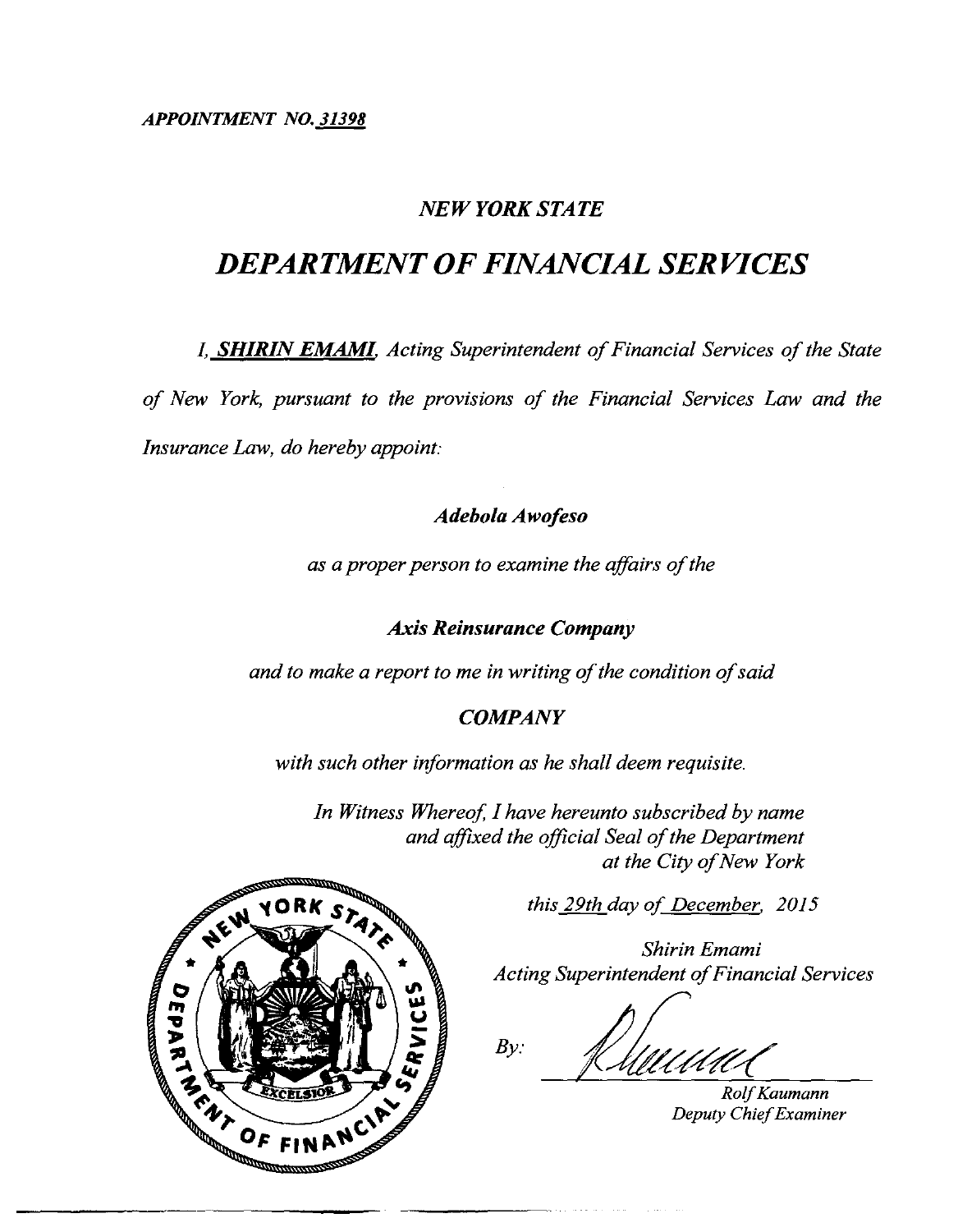*APPOINTMENT NO. 31398*

## *NEW YORK STATE*

# *DEPARTMENT OF FINANCIAL SERVICES*

*I, **SHIRIN EMAMI**, Acting Superintendent of Financial Services of the State of New York, pursuant to the provisions of the Financial Services Law and the Insurance Law, do hereby appoint:*

***Adebola Awofeso***

*as a proper person to examine the affairs of the*

***Axis Reinsurance Company***

*and to make a report to me in writing of the condition of said*

***COMPANY***

*with such other information as he shall deem requisite.*

*In Witness Whereof, I have hereunto subscribed by name and affixed the official Seal of the Department at the City of New York*

*this 29th day of December, 2015*

*Shirin Emami*
*Acting Superintendent of Financial Services*

*By:*

*Rolf Kaumann*
*Deputy Chief Examiner*